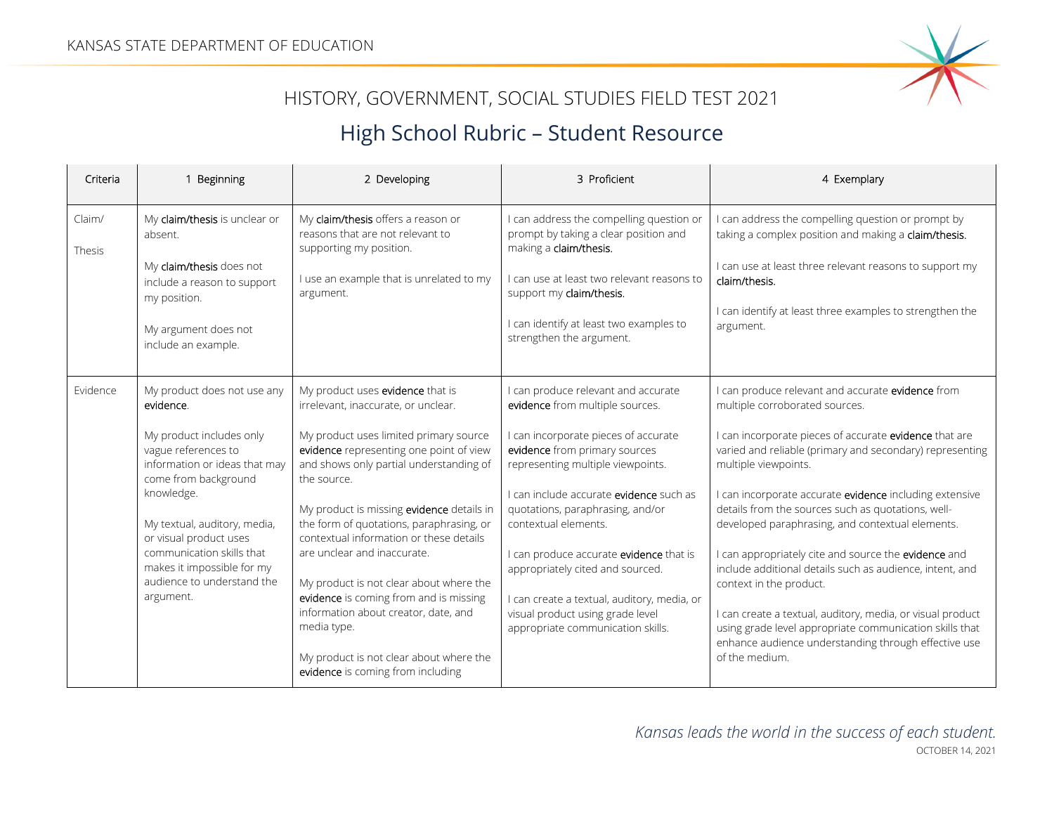KANSAS STATE DEPARTMENT OF EDUCATION

HISTORY, GOVERNMENT, SOCIAL STUDIES FIELD TEST 2021

# High School Rubric – Student Resource

| Criteria | 1 Beginning | 2 Developing | 3 Proficient | 4 Exemplary |
|---|---|---|---|---|
| Claim/ Thesis | My claim/thesis is unclear or absent.<br><br>My claim/thesis does not include a reason to support my position.<br><br>My argument does not include an example. | My claim/thesis offers a reason or reasons that are not relevant to supporting my position.<br><br>I use an example that is unrelated to my argument. | I can address the compelling question or prompt by taking a clear position and making a claim/thesis.<br><br>I can use at least two relevant reasons to support my claim/thesis.<br><br>I can identify at least two examples to strengthen the argument. | I can address the compelling question or prompt by taking a complex position and making a claim/thesis.<br><br>I can use at least three relevant reasons to support my claim/thesis.<br><br>I can identify at least three examples to strengthen the argument. |
| Evidence | My product does not use any evidence.<br><br>My product includes only vague references to information or ideas that may come from background knowledge.<br><br>My textual, auditory, media, or visual product uses communication skills that makes it impossible for my audience to understand the argument. | My product uses evidence that is irrelevant, inaccurate, or unclear.<br><br>My product uses limited primary source evidence representing one point of view and shows only partial understanding of the source.<br><br>My product is missing evidence details in the form of quotations, paraphrasing, or contextual information or these details are unclear and inaccurate.<br><br>My product is not clear about where the evidence is coming from and is missing information about creator, date, and media type.<br><br>My product is not clear about where the evidence is coming from including | I can produce relevant and accurate evidence from multiple sources.<br><br>I can incorporate pieces of accurate evidence from primary sources representing multiple viewpoints.<br><br>I can include accurate evidence such as quotations, paraphrasing, and/or contextual elements.<br><br>I can produce accurate evidence that is appropriately cited and sourced.<br><br>I can create a textual, auditory, media, or visual product using grade level appropriate communication skills. | I can produce relevant and accurate evidence from multiple corroborated sources.<br><br>I can incorporate pieces of accurate evidence that are varied and reliable (primary and secondary) representing multiple viewpoints.<br><br>I can incorporate accurate evidence including extensive details from the sources such as quotations, well-developed paraphrasing, and contextual elements.<br><br>I can appropriately cite and source the evidence and include additional details such as audience, intent, and context in the product.<br><br>I can create a textual, auditory, media, or visual product using grade level appropriate communication skills that enhance audience understanding through effective use of the medium. |

*Kansas leads the world in the success of each student.*

OCTOBER 14, 2021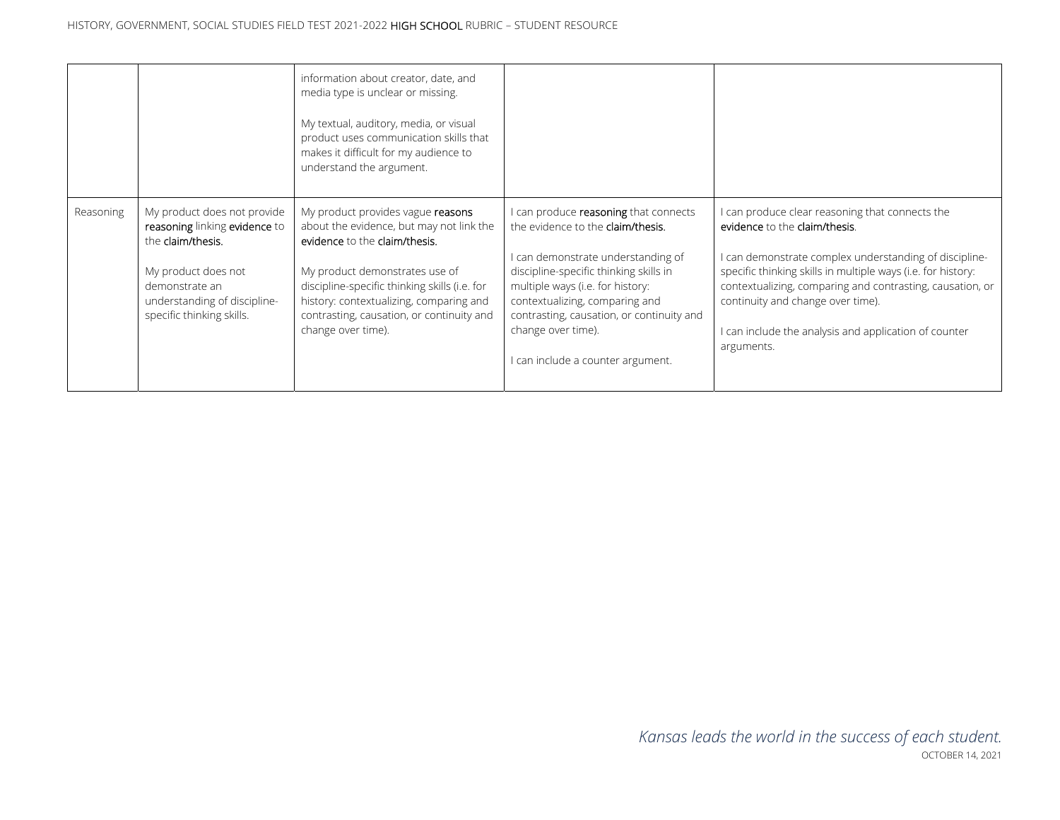| | | | | |
|---|---|---|---|---|
| | | information about creator, date, and media type is unclear or missing.<br><br>My textual, auditory, media, or visual product uses communication skills that makes it difficult for my audience to understand the argument. | | |
| Reasoning | My product does not provide **reasoning** linking **evidence** to the **claim/thesis.**<br><br>My product does not demonstrate an understanding of discipline-specific thinking skills. | My product provides vague **reasons** about the evidence, but may not link the **evidence** to the **claim/thesis.**<br><br>My product demonstrates use of discipline-specific thinking skills (i.e. for history: contextualizing, comparing and contrasting, causation, or continuity and change over time). | I can produce **reasoning** that connects the evidence to the **claim/thesis.**<br><br>I can demonstrate understanding of discipline-specific thinking skills in multiple ways (i.e. for history: contextualizing, comparing and contrasting, causation, or continuity and change over time).<br><br>I can include a counter argument. | I can produce clear reasoning that connects the **evidence** to the **claim/thesis**.<br><br>I can demonstrate complex understanding of discipline-specific thinking skills in multiple ways (i.e. for history: contextualizing, comparing and contrasting, causation, or continuity and change over time).<br><br>I can include the analysis and application of counter arguments. |

*Kansas leads the world in the success of each student.*

OCTOBER 14, 2021